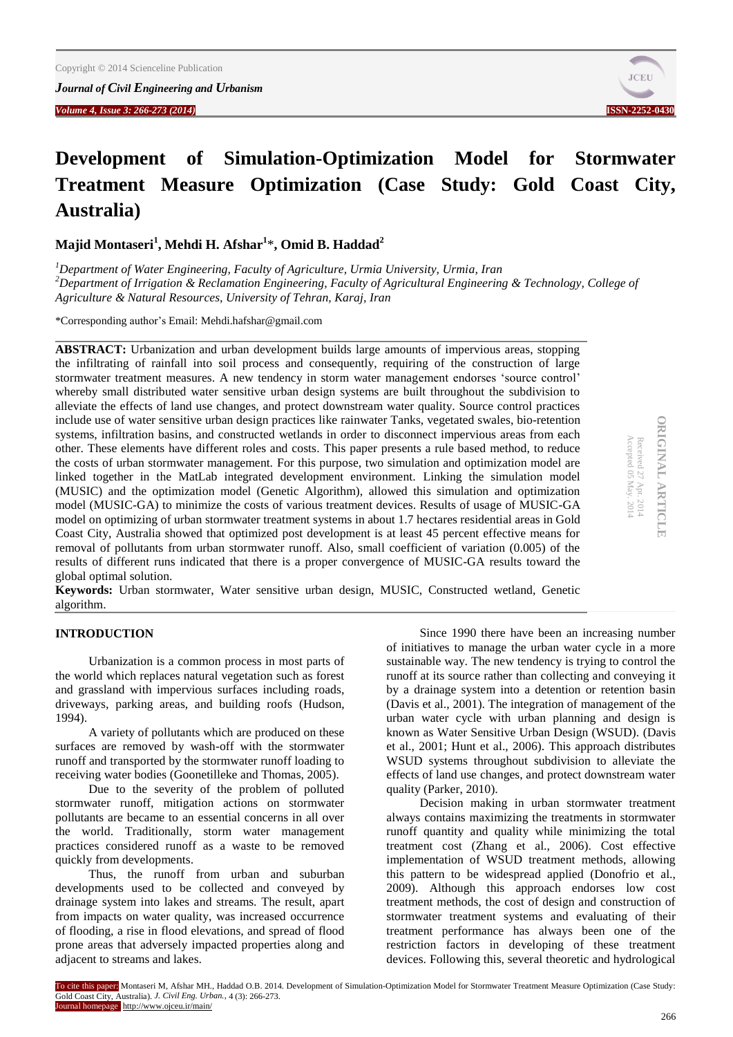# Development of Simulation-Optimization Model for Stormwater Treatment Measure Optimization (Case Study: Gold Coast City, Australia)

**Majid Montaseri[1], Mehdi H. Afshar[1]*, Omid B. Haddad[2]**

[1]*Department of Water Engineering, Faculty of Agriculture, Urmia University, Urmia, Iran*
[2]*Department of Irrigation & Reclamation Engineering, Faculty of Agricultural Engineering & Technology, College of Agriculture & Natural Resources, University of Tehran, Karaj, Iran*

*Corresponding author's Email: Mehdi.hafshar@gmail.com

ORIGINAL ARTICLE
Received 27 Apr. 2014
Accepted 05 May. 2014

**ABSTRACT:** Urbanization and urban development builds large amounts of impervious areas, stopping the infiltrating of rainfall into soil process and consequently, requiring of the construction of large stormwater treatment measures. A new tendency in storm water management endorses 'source control' whereby small distributed water sensitive urban design systems are built throughout the subdivision to alleviate the effects of land use changes, and protect downstream water quality. Source control practices include use of water sensitive urban design practices like rainwater Tanks, vegetated swales, bio-retention systems, infiltration basins, and constructed wetlands in order to disconnect impervious areas from each other. These elements have different roles and costs. This paper presents a rule based method, to reduce the costs of urban stormwater management. For this purpose, two simulation and optimization model are linked together in the MatLab integrated development environment. Linking the simulation model (MUSIC) and the optimization model (Genetic Algorithm), allowed this simulation and optimization model (MUSIC-GA) to minimize the costs of various treatment devices. Results of usage of MUSIC-GA model on optimizing of urban stormwater treatment systems in about 1.7 hectares residential areas in Gold Coast City, Australia showed that optimized post development is at least 45 percent effective means for removal of pollutants from urban stormwater runoff. Also, small coefficient of variation (0.005) of the results of different runs indicated that there is a proper convergence of MUSIC-GA results toward the global optimal solution.

**Keywords:** Urban stormwater, Water sensitive urban design, MUSIC, Constructed wetland, Genetic algorithm.

## INTRODUCTION

Urbanization is a common process in most parts of the world which replaces natural vegetation such as forest and grassland with impervious surfaces including roads, driveways, parking areas, and building roofs (Hudson, 1994).

A variety of pollutants which are produced on these surfaces are removed by wash-off with the stormwater runoff and transported by the stormwater runoff loading to receiving water bodies (Goonetilleke and Thomas, 2005).

Due to the severity of the problem of polluted stormwater runoff, mitigation actions on stormwater pollutants are became to an essential concerns in all over the world. Traditionally, storm water management practices considered runoff as a waste to be removed quickly from developments.

Thus, the runoff from urban and suburban developments used to be collected and conveyed by drainage system into lakes and streams. The result, apart from impacts on water quality, was increased occurrence of flooding, a rise in flood elevations, and spread of flood prone areas that adversely impacted properties along and adjacent to streams and lakes.

Since 1990 there have been an increasing number of initiatives to manage the urban water cycle in a more sustainable way. The new tendency is trying to control the runoff at its source rather than collecting and conveying it by a drainage system into a detention or retention basin (Davis et al., 2001). The integration of management of the urban water cycle with urban planning and design is known as Water Sensitive Urban Design (WSUD). (Davis et al., 2001; Hunt et al., 2006). This approach distributes WSUD systems throughout subdivision to alleviate the effects of land use changes, and protect downstream water quality (Parker, 2010).

Decision making in urban stormwater treatment always contains maximizing the treatments in stormwater runoff quantity and quality while minimizing the total treatment cost (Zhang et al., 2006). Cost effective implementation of WSUD treatment methods, allowing this pattern to be widespread applied (Donofrio et al., 2009). Although this approach endorses low cost treatment methods, the cost of design and construction of stormwater treatment systems and evaluating of their treatment performance has always been one of the restriction factors in developing of these treatment devices. Following this, several theoretic and hydrological

To cite this paper: Montaseri M, Afshar MH., Haddad O.B. 2014. Development of Simulation-Optimization Model for Stormwater Treatment Measure Optimization (Case Study: Gold Coast City, Australia). *J. Civil Eng. Urban.*, 4 (3): 266-273.
Journal homepage: http://www.ojceu.ir/main/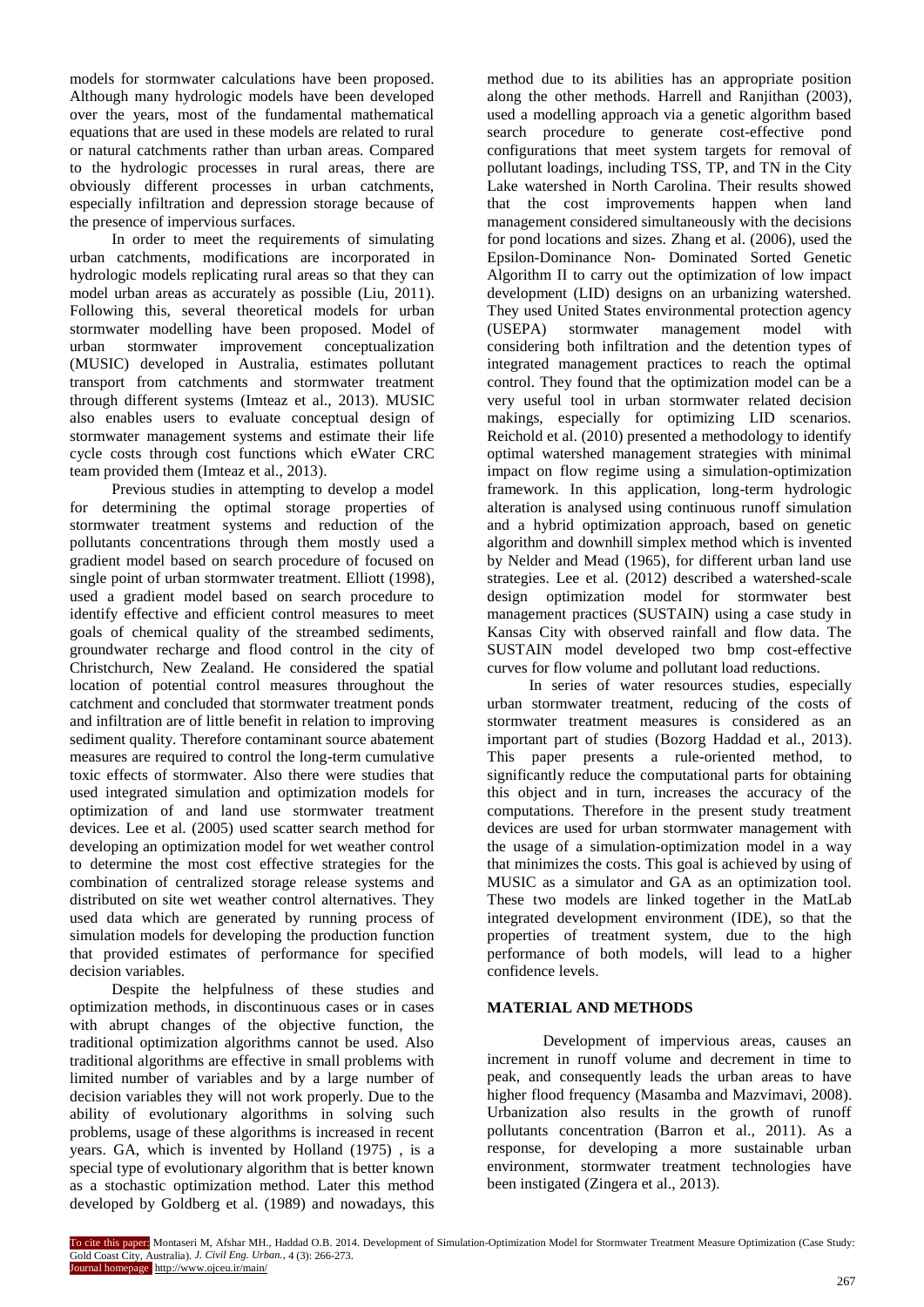models for stormwater calculations have been proposed. Although many hydrologic models have been developed over the years, most of the fundamental mathematical equations that are used in these models are related to rural or natural catchments rather than urban areas. Compared to the hydrologic processes in rural areas, there are obviously different processes in urban catchments, especially infiltration and depression storage because of the presence of impervious surfaces.

In order to meet the requirements of simulating urban catchments, modifications are incorporated in hydrologic models replicating rural areas so that they can model urban areas as accurately as possible (Liu, 2011). Following this, several theoretical models for urban stormwater modelling have been proposed. Model of urban stormwater improvement conceptualization (MUSIC) developed in Australia, estimates pollutant transport from catchments and stormwater treatment through different systems (Imteaz et al., 2013). MUSIC also enables users to evaluate conceptual design of stormwater management systems and estimate their life cycle costs through cost functions which eWater CRC team provided them (Imteaz et al., 2013).

Previous studies in attempting to develop a model for determining the optimal storage properties of stormwater treatment systems and reduction of the pollutants concentrations through them mostly used a gradient model based on search procedure of focused on single point of urban stormwater treatment. Elliott (1998), used a gradient model based on search procedure to identify effective and efficient control measures to meet goals of chemical quality of the streambed sediments, groundwater recharge and flood control in the city of Christchurch, New Zealand. He considered the spatial location of potential control measures throughout the catchment and concluded that stormwater treatment ponds and infiltration are of little benefit in relation to improving sediment quality. Therefore contaminant source abatement measures are required to control the long-term cumulative toxic effects of stormwater. Also there were studies that used integrated simulation and optimization models for optimization of and land use stormwater treatment devices. Lee et al. (2005) used scatter search method for developing an optimization model for wet weather control to determine the most cost effective strategies for the combination of centralized storage release systems and distributed on site wet weather control alternatives. They used data which are generated by running process of simulation models for developing the production function that provided estimates of performance for specified decision variables.

Despite the helpfulness of these studies and optimization methods, in discontinuous cases or in cases with abrupt changes of the objective function, the traditional optimization algorithms cannot be used. Also traditional algorithms are effective in small problems with limited number of variables and by a large number of decision variables they will not work properly. Due to the ability of evolutionary algorithms in solving such problems, usage of these algorithms is increased in recent years. GA, which is invented by Holland (1975) , is a special type of evolutionary algorithm that is better known as a stochastic optimization method. Later this method developed by Goldberg et al. (1989) and nowadays, this method due to its abilities has an appropriate position along the other methods. Harrell and Ranjithan (2003), used a modelling approach via a genetic algorithm based search procedure to generate cost-effective pond configurations that meet system targets for removal of pollutant loadings, including TSS, TP, and TN in the City Lake watershed in North Carolina. Their results showed that the cost improvements happen when land management considered simultaneously with the decisions for pond locations and sizes. Zhang et al. (2006), used the Epsilon-Dominance Non- Dominated Sorted Genetic Algorithm II to carry out the optimization of low impact development (LID) designs on an urbanizing watershed. They used United States environmental protection agency (USEPA) stormwater management model with considering both infiltration and the detention types of integrated management practices to reach the optimal control. They found that the optimization model can be a very useful tool in urban stormwater related decision makings, especially for optimizing LID scenarios. Reichold et al. (2010) presented a methodology to identify optimal watershed management strategies with minimal impact on flow regime using a simulation-optimization framework. In this application, long-term hydrologic alteration is analysed using continuous runoff simulation and a hybrid optimization approach, based on genetic algorithm and downhill simplex method which is invented by Nelder and Mead (1965), for different urban land use strategies. Lee et al. (2012) described a watershed-scale design optimization model for stormwater best management practices (SUSTAIN) using a case study in Kansas City with observed rainfall and flow data. The SUSTAIN model developed two bmp cost-effective curves for flow volume and pollutant load reductions.

In series of water resources studies, especially urban stormwater treatment, reducing of the costs of stormwater treatment measures is considered as an important part of studies (Bozorg Haddad et al., 2013). This paper presents a rule-oriented method, to significantly reduce the computational parts for obtaining this object and in turn, increases the accuracy of the computations. Therefore in the present study treatment devices are used for urban stormwater management with the usage of a simulation-optimization model in a way that minimizes the costs. This goal is achieved by using of MUSIC as a simulator and GA as an optimization tool. These two models are linked together in the MatLab integrated development environment (IDE), so that the properties of treatment system, due to the high performance of both models, will lead to a higher confidence levels.

## MATERIAL AND METHODS

Development of impervious areas, causes an increment in runoff volume and decrement in time to peak, and consequently leads the urban areas to have higher flood frequency (Masamba and Mazvimavi, 2008). Urbanization also results in the growth of runoff pollutants concentration (Barron et al., 2011). As a response, for developing a more sustainable urban environment, stormwater treatment technologies have been instigated (Zingera et al., 2013).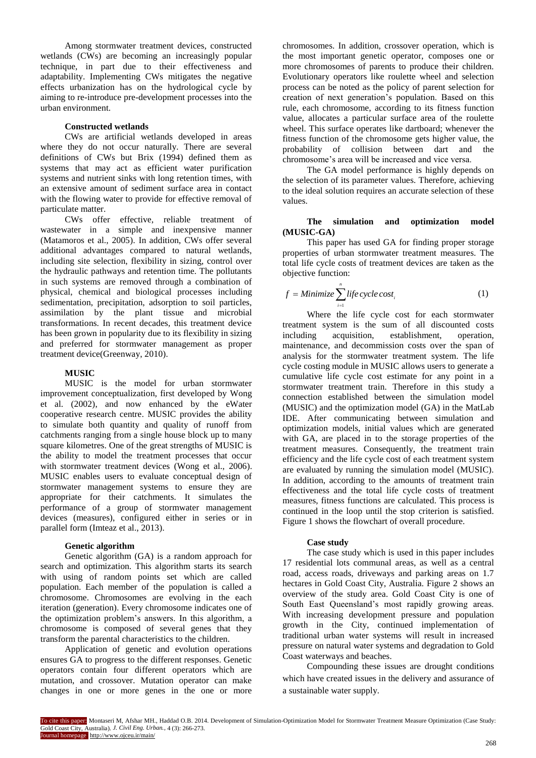Among stormwater treatment devices, constructed wetlands (CWs) are becoming an increasingly popular technique, in part due to their effectiveness and adaptability. Implementing CWs mitigates the negative effects urbanization has on the hydrological cycle by aiming to re-introduce pre-development processes into the urban environment.

### Constructed wetlands

CWs are artificial wetlands developed in areas where they do not occur naturally. There are several definitions of CWs but Brix (1994) defined them as systems that may act as efficient water purification systems and nutrient sinks with long retention times, with an extensive amount of sediment surface area in contact with the flowing water to provide for effective removal of particulate matter.

CWs offer effective, reliable treatment of wastewater in a simple and inexpensive manner (Matamoros et al., 2005). In addition, CWs offer several additional advantages compared to natural wetlands, including site selection, flexibility in sizing, control over the hydraulic pathways and retention time. The pollutants in such systems are removed through a combination of physical, chemical and biological processes including sedimentation, precipitation, adsorption to soil particles, assimilation by the plant tissue and microbial transformations. In recent decades, this treatment device has been grown in popularity due to its flexibility in sizing and preferred for stormwater management as proper treatment device(Greenway, 2010).

### MUSIC

MUSIC is the model for urban stormwater improvement conceptualization, first developed by Wong et al. (2002), and now enhanced by the eWater cooperative research centre. MUSIC provides the ability to simulate both quantity and quality of runoff from catchments ranging from a single house block up to many square kilometres. One of the great strengths of MUSIC is the ability to model the treatment processes that occur with stormwater treatment devices (Wong et al., 2006). MUSIC enables users to evaluate conceptual design of stormwater management systems to ensure they are appropriate for their catchments. It simulates the performance of a group of stormwater management devices (measures), configured either in series or in parallel form (Imteaz et al., 2013).

### Genetic algorithm

Genetic algorithm (GA) is a random approach for search and optimization. This algorithm starts its search with using of random points set which are called population. Each member of the population is called a chromosome. Chromosomes are evolving in the each iteration (generation). Every chromosome indicates one of the optimization problem's answers. In this algorithm, a chromosome is composed of several genes that they transform the parental characteristics to the children.

Application of genetic and evolution operations ensures GA to progress to the different responses. Genetic operators contain four different operators which are mutation, and crossover. Mutation operator can make changes in one or more genes in the one or more chromosomes. In addition, crossover operation, which is the most important genetic operator, composes one or more chromosomes of parents to produce their children. Evolutionary operators like roulette wheel and selection process can be noted as the policy of parent selection for creation of next generation's population. Based on this rule, each chromosome, according to its fitness function value, allocates a particular surface area of the roulette wheel. This surface operates like dartboard; whenever the fitness function of the chromosome gets higher value, the probability of collision between dart and the chromosome's area will be increased and vice versa.

The GA model performance is highly depends on the selection of its parameter values. Therefore, achieving to the ideal solution requires an accurate selection of these values.

### The simulation and optimization model (MUSIC-GA)

This paper has used GA for finding proper storage properties of urban stormwater treatment measures. The total life cycle costs of treatment devices are taken as the objective function:

$$f = Minimize \sum_{i=1}^{n} life\,cycle\,cost_i \qquad (1)$$

Where the life cycle cost for each stormwater treatment system is the sum of all discounted costs including acquisition, establishment, operation, maintenance, and decommission costs over the span of analysis for the stormwater treatment system. The life cycle costing module in MUSIC allows users to generate a cumulative life cycle cost estimate for any point in a stormwater treatment train. Therefore in this study a connection established between the simulation model (MUSIC) and the optimization model (GA) in the MatLab IDE. After communicating between simulation and optimization models, initial values which are generated with GA, are placed in to the storage properties of the treatment measures. Consequently, the treatment train efficiency and the life cycle cost of each treatment system are evaluated by running the simulation model (MUSIC). In addition, according to the amounts of treatment train effectiveness and the total life cycle costs of treatment measures, fitness functions are calculated. This process is continued in the loop until the stop criterion is satisfied. Figure 1 shows the flowchart of overall procedure.

### Case study

The case study which is used in this paper includes 17 residential lots communal areas, as well as a central road, access roads, driveways and parking areas on 1.7 hectares in Gold Coast City, Australia. Figure 2 shows an overview of the study area. Gold Coast City is one of South East Queensland's most rapidly growing areas. With increasing development pressure and population growth in the City, continued implementation of traditional urban water systems will result in increased pressure on natural water systems and degradation to Gold Coast waterways and beaches.

Compounding these issues are drought conditions which have created issues in the delivery and assurance of a sustainable water supply.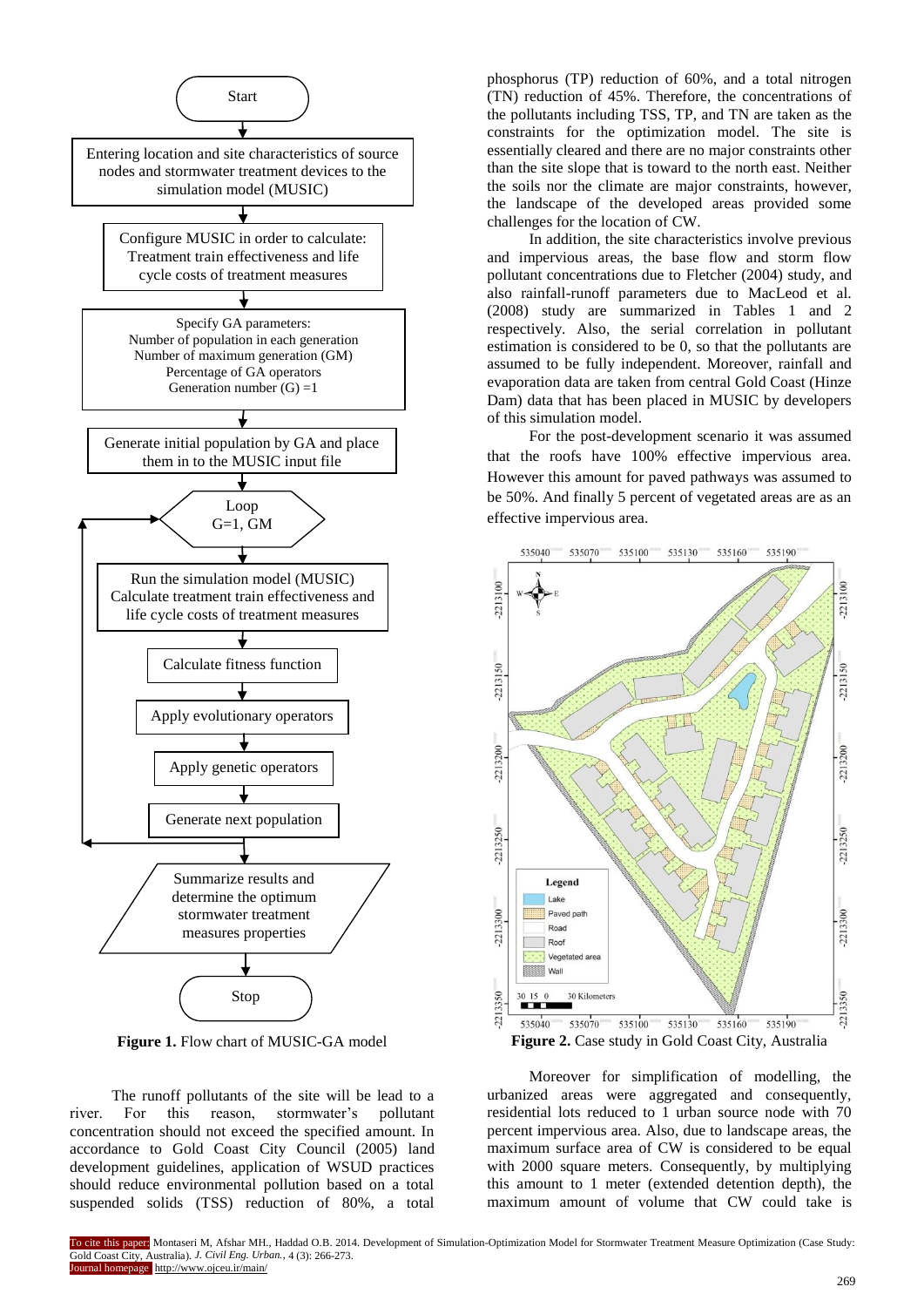Start

Entering location and site characteristics of source nodes and stormwater treatment devices to the simulation model (MUSIC)

Configure MUSIC in order to calculate: Treatment train effectiveness and life cycle costs of treatment measures

Specify GA parameters:
Number of population in each generation
Number of maximum generation (GM)
Percentage of GA operators
Generation number (G) =1

Generate initial population by GA and place them in to the MUSIC input file

Loop
G=1, GM

Run the simulation model (MUSIC)
Calculate treatment train effectiveness and life cycle costs of treatment measures

Calculate fitness function

Apply evolutionary operators

Apply genetic operators

Generate next population

Summarize results and determine the optimum stormwater treatment measures properties

Stop

**Figure 1.** Flow chart of MUSIC-GA model

The runoff pollutants of the site will be lead to a river. For this reason, stormwater's pollutant concentration should not exceed the specified amount. In accordance to Gold Coast City Council (2005) land development guidelines, application of WSUD practices should reduce environmental pollution based on a total suspended solids (TSS) reduction of 80%, a total phosphorus (TP) reduction of 60%, and a total nitrogen (TN) reduction of 45%. Therefore, the concentrations of the pollutants including TSS, TP, and TN are taken as the constraints for the optimization model. The site is essentially cleared and there are no major constraints other than the site slope that is toward to the north east. Neither the soils nor the climate are major constraints, however, the landscape of the developed areas provided some challenges for the location of CW.

In addition, the site characteristics involve previous and impervious areas, the base flow and storm flow pollutant concentrations due to Fletcher (2004) study, and also rainfall-runoff parameters due to MacLeod et al. (2008) study are summarized in Tables 1 and 2 respectively. Also, the serial correlation in pollutant estimation is considered to be 0, so that the pollutants are assumed to be fully independent. Moreover, rainfall and evaporation data are taken from central Gold Coast (Hinze Dam) data that has been placed in MUSIC by developers of this simulation model.

For the post-development scenario it was assumed that the roofs have 100% effective impervious area. However this amount for paved pathways was assumed to be 50%. And finally 5 percent of vegetated areas are as an effective impervious area.

535040 535070 535100 535130 535160 535190
-2213100 -2213150 -2213200 -2213250 -2213300 -2213350
N W E S
Legend
Lake
Paved path
Road
Roof
Vegetated area
Wall
30 15 0 30 Kilometers

**Figure 2.** Case study in Gold Coast City, Australia

Moreover for simplification of modelling, the urbanized areas were aggregated and consequently, residential lots reduced to 1 urban source node with 70 percent impervious area. Also, due to landscape areas, the maximum surface area of CW is considered to be equal with 2000 square meters. Consequently, by multiplying this amount to 1 meter (extended detention depth), the maximum amount of volume that CW could take is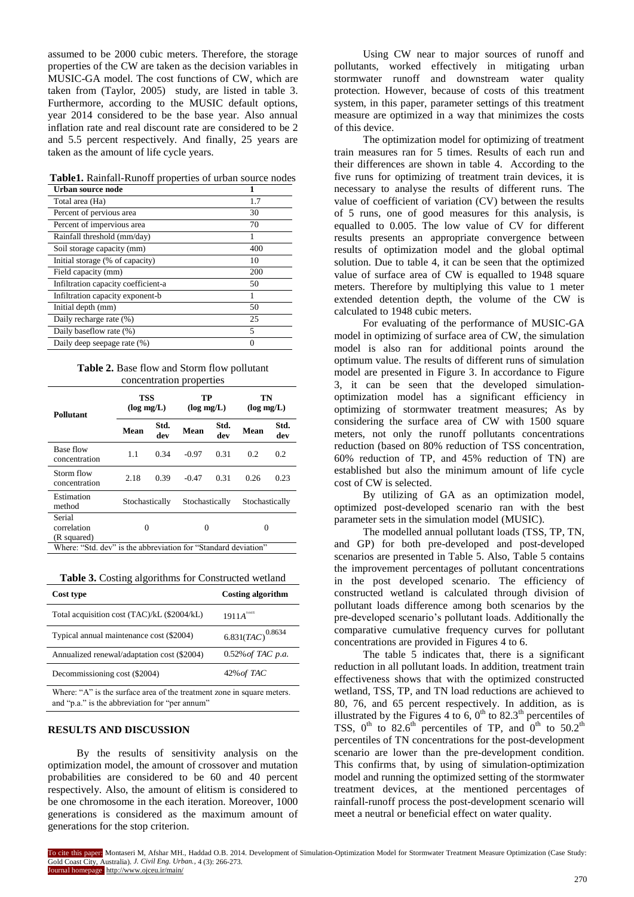assumed to be 2000 cubic meters. Therefore, the storage properties of the CW are taken as the decision variables in MUSIC-GA model. The cost functions of CW, which are taken from (Taylor, 2005) study, are listed in table 3. Furthermore, according to the MUSIC default options, year 2014 considered to be the base year. Also annual inflation rate and real discount rate are considered to be 2 and 5.5 percent respectively. And finally, 25 years are taken as the amount of life cycle years.

**Table1.** Rainfall-Runoff properties of urban source nodes

| Urban source node | 1 |
|---|---|
| Total area (Ha) | 1.7 |
| Percent of pervious area | 30 |
| Percent of impervious area | 70 |
| Rainfall threshold (mm/day) | 1 |
| Soil storage capacity (mm) | 400 |
| Initial storage (% of capacity) | 10 |
| Field capacity (mm) | 200 |
| Infiltration capacity coefficient-a | 50 |
| Infiltration capacity exponent-b | 1 |
| Initial depth (mm) | 50 |
| Daily recharge rate (%) | 25 |
| Daily baseflow rate (%) | 5 |
| Daily deep seepage rate (%) | 0 |

**Table 2.** Base flow and Storm flow pollutant concentration properties

| Pollutant | TSS (log mg/L) | | TP (log mg/L) | | TN (log mg/L) | |
|---|---|---|---|---|---|---|
| | Mean | Std. dev | Mean | Std. dev | Mean | Std. dev |
| Base flow concentration | 1.1 | 0.34 | -0.97 | 0.31 | 0.2 | 0.2 |
| Storm flow concentration | 2.18 | 0.39 | -0.47 | 0.31 | 0.26 | 0.23 |
| Estimation method | Stochastically | | Stochastically | | Stochastically | |
| Serial correlation (R squared) | 0 | | 0 | | 0 | |

Where: "Std. dev" is the abbreviation for "Standard deviation"

**Table 3.** Costing algorithms for Constructed wetland

| Cost type | Costing algorithm |
|---|---|
| Total acquisition cost (TAC)/kL ($2004/kL) | $1911A^{0.6435}$ |
| Typical annual maintenance cost ($2004) | $6.831(TAC)^{0.8634}$ |
| Annualized renewal/adaptation cost ($2004) | 0.52% *of TAC p.a.* |
| Decommissioning cost ($2004) | 42% *of TAC* |

Where: "A" is the surface area of the treatment zone in square meters. and "p.a." is the abbreviation for "per annum"

## RESULTS AND DISCUSSION

By the results of sensitivity analysis on the optimization model, the amount of crossover and mutation probabilities are considered to be 60 and 40 percent respectively. Also, the amount of elitism is considered to be one chromosome in the each iteration. Moreover, 1000 generations is considered as the maximum amount of generations for the stop criterion.

Using CW near to major sources of runoff and pollutants, worked effectively in mitigating urban stormwater runoff and downstream water quality protection. However, because of costs of this treatment system, in this paper, parameter settings of this treatment measure are optimized in a way that minimizes the costs of this device.

The optimization model for optimizing of treatment train measures ran for 5 times. Results of each run and their differences are shown in table 4. According to the five runs for optimizing of treatment train devices, it is necessary to analyse the results of different runs. The value of coefficient of variation (CV) between the results of 5 runs, one of good measures for this analysis, is equalled to 0.005. The low value of CV for different results presents an appropriate convergence between results of optimization model and the global optimal solution. Due to table 4, it can be seen that the optimized value of surface area of CW is equalled to 1948 square meters. Therefore by multiplying this value to 1 meter extended detention depth, the volume of the CW is calculated to 1948 cubic meters.

For evaluating of the performance of MUSIC-GA model in optimizing of surface area of CW, the simulation model is also ran for additional points around the optimum value. The results of different runs of simulation model are presented in Figure 3. In accordance to Figure 3, it can be seen that the developed simulation-optimization model has a significant efficiency in optimizing of stormwater treatment measures; As by considering the surface area of CW with 1500 square meters, not only the runoff pollutants concentrations reduction (based on 80% reduction of TSS concentration, 60% reduction of TP, and 45% reduction of TN) are established but also the minimum amount of life cycle cost of CW is selected.

By utilizing of GA as an optimization model, optimized post-developed scenario ran with the best parameter sets in the simulation model (MUSIC).

The modelled annual pollutant loads (TSS, TP, TN, and GP) for both pre-developed and post-developed scenarios are presented in Table 5. Also, Table 5 contains the improvement percentages of pollutant concentrations in the post developed scenario. The efficiency of constructed wetland is calculated through division of pollutant loads difference among both scenarios by the pre-developed scenario's pollutant loads. Additionally the comparative cumulative frequency curves for pollutant concentrations are provided in Figures 4 to 6.

The table 5 indicates that, there is a significant reduction in all pollutant loads. In addition, treatment train effectiveness shows that with the optimized constructed wetland, TSS, TP, and TN load reductions are achieved to 80, 76, and 65 percent respectively. In addition, as is illustrated by the Figures 4 to 6, $0^{th}$ to $82.3^{th}$ percentiles of TSS, $0^{th}$ to $82.6^{th}$ percentiles of TP, and $0^{th}$ to $50.2^{th}$ percentiles of TN concentrations for the post-development scenario are lower than the pre-development condition. This confirms that, by using of simulation-optimization model and running the optimized setting of the stormwater treatment devices, at the mentioned percentages of rainfall-runoff process the post-development scenario will meet a neutral or beneficial effect on water quality.

To cite this paper: Montaseri M, Afshar MH., Haddad O.B. 2014. Development of Simulation-Optimization Model for Stormwater Treatment Measure Optimization (Case Study: Gold Coast City, Australia). *J. Civil Eng. Urban.*, 4 (3): 266-273.
Journal homepage: http://www.ojceu.ir/main/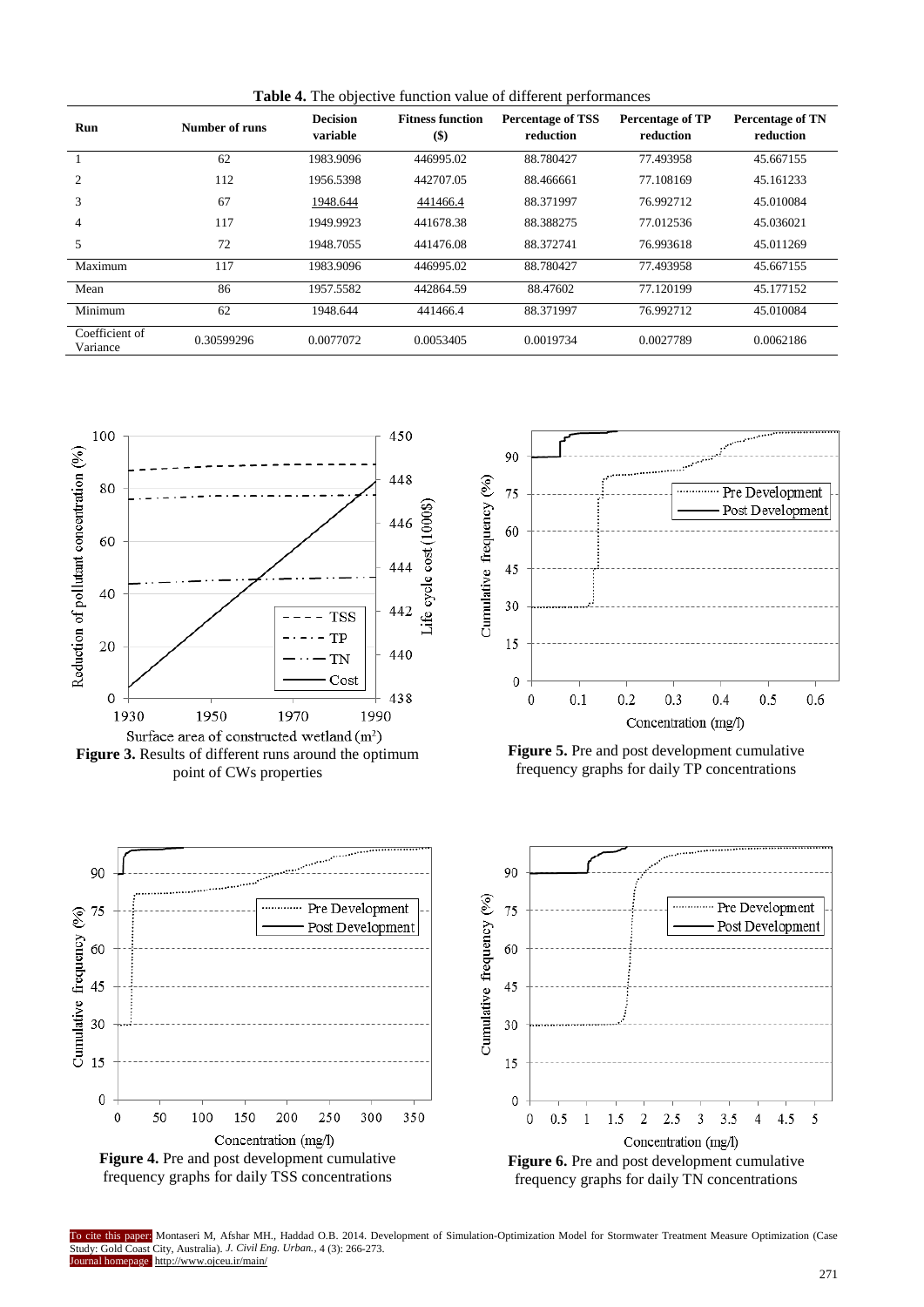**Table 4.** The objective function value of different performances

| Run | Number of runs | Decision variable | Fitness function ($) | Percentage of TSS reduction | Percentage of TP reduction | Percentage of TN reduction |
|---|---|---|---|---|---|---|
| 1 | 62 | 1983.9096 | 446995.02 | 88.780427 | 77.493958 | 45.667155 |
| 2 | 112 | 1956.5398 | 442707.05 | 88.466661 | 77.108169 | 45.161233 |
| 3 | 67 | 1948.644 | 441466.4 | 88.371997 | 76.992712 | 45.010084 |
| 4 | 117 | 1949.9923 | 441678.38 | 88.388275 | 77.012536 | 45.036021 |
| 5 | 72 | 1948.7055 | 441476.08 | 88.372741 | 76.993618 | 45.011269 |
| Maximum | 117 | 1983.9096 | 446995.02 | 88.780427 | 77.493958 | 45.667155 |
| Mean | 86 | 1957.5582 | 442864.59 | 88.47602 | 77.120199 | 45.177152 |
| Minimum | 62 | 1948.644 | 441466.4 | 88.371997 | 76.992712 | 45.010084 |
| Coefficient of Variance | 0.30599296 | 0.0077072 | 0.0053405 | 0.0019734 | 0.0027789 | 0.0062186 |

Reduction of pollutant concentration (%)
Life cycle cost (1000$)
Surface area of constructed wetland (m$^2$)
TSS
TP
TN
Cost

**Figure 3.** Results of different runs around the optimum point of CWs properties

Cumulative frequency (%)
Concentration (mg/l)
Pre Development
Post Development

**Figure 5.** Pre and post development cumulative frequency graphs for daily TP concentrations

Cumulative frequency (%)
Concentration (mg/l)
Pre Development
Post Development

**Figure 4.** Pre and post development cumulative frequency graphs for daily TSS concentrations

Cumulative frequency (%)
Concentration (mg/l)
Pre Development
Post Development

**Figure 6.** Pre and post development cumulative frequency graphs for daily TN concentrations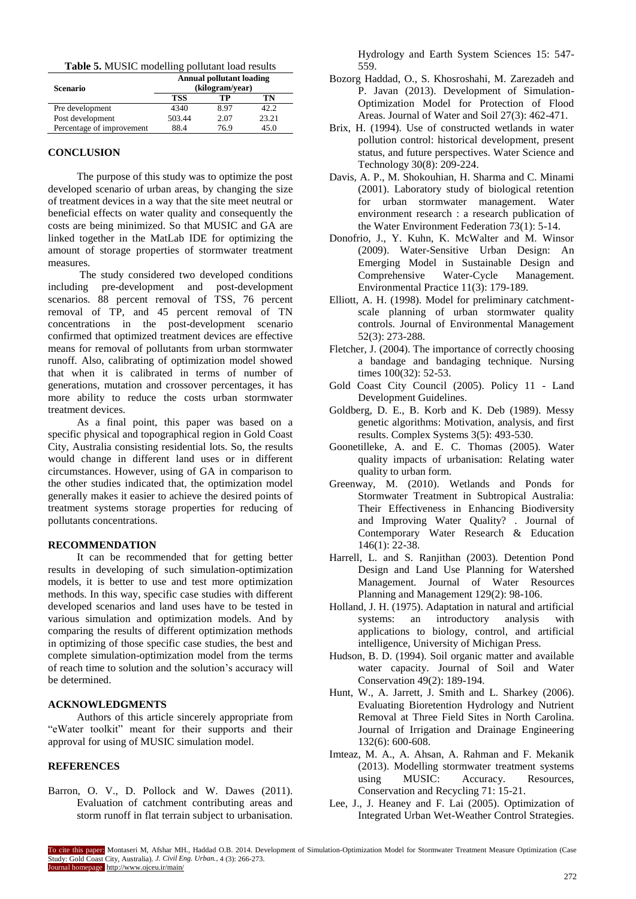**Table 5.** MUSIC modelling pollutant load results

| Scenario | Annual pollutant loading (kilogram/year) | | |
|---|---|---|---|
| | TSS | TP | TN |
| Pre development | 4340 | 8.97 | 42.2 |
| Post development | 503.44 | 2.07 | 23.21 |
| Percentage of improvement | 88.4 | 76.9 | 45.0 |

## CONCLUSION

The purpose of this study was to optimize the post developed scenario of urban areas, by changing the size of treatment devices in a way that the site meet neutral or beneficial effects on water quality and consequently the costs are being minimized. So that MUSIC and GA are linked together in the MatLab IDE for optimizing the amount of storage properties of stormwater treatment measures.

The study considered two developed conditions including pre-development and post-development scenarios. 88 percent removal of TSS, 76 percent removal of TP, and 45 percent removal of TN concentrations in the post-development scenario confirmed that optimized treatment devices are effective means for removal of pollutants from urban stormwater runoff. Also, calibrating of optimization model showed that when it is calibrated in terms of number of generations, mutation and crossover percentages, it has more ability to reduce the costs urban stormwater treatment devices.

As a final point, this paper was based on a specific physical and topographical region in Gold Coast City, Australia consisting residential lots. So, the results would change in different land uses or in different circumstances. However, using of GA in comparison to the other studies indicated that, the optimization model generally makes it easier to achieve the desired points of treatment systems storage properties for reducing of pollutants concentrations.

## RECOMMENDATION

It can be recommended that for getting better results in developing of such simulation-optimization models, it is better to use and test more optimization methods. In this way, specific case studies with different developed scenarios and land uses have to be tested in various simulation and optimization models. And by comparing the results of different optimization methods in optimizing of those specific case studies, the best and complete simulation-optimization model from the terms of reach time to solution and the solution's accuracy will be determined.

## ACKNOWLEDGMENTS

Authors of this article sincerely appropriate from "eWater toolkit" meant for their supports and their approval for using of MUSIC simulation model.

## REFERENCES

Barron, O. V., D. Pollock and W. Dawes (2011). Evaluation of catchment contributing areas and storm runoff in flat terrain subject to urbanisation. Hydrology and Earth System Sciences 15: 547-559.

Bozorg Haddad, O., S. Khosroshahi, M. Zarezadeh and P. Javan (2013). Development of Simulation-Optimization Model for Protection of Flood Areas. Journal of Water and Soil 27(3): 462-471.

Brix, H. (1994). Use of constructed wetlands in water pollution control: historical development, present status, and future perspectives. Water Science and Technology 30(8): 209-224.

Davis, A. P., M. Shokouhian, H. Sharma and C. Minami (2001). Laboratory study of biological retention for urban stormwater management. Water environment research : a research publication of the Water Environment Federation 73(1): 5-14.

Donofrio, J., Y. Kuhn, K. McWalter and M. Winsor (2009). Water-Sensitive Urban Design: An Emerging Model in Sustainable Design and Comprehensive Water-Cycle Management. Environmental Practice 11(3): 179-189.

Elliott, A. H. (1998). Model for preliminary catchment-scale planning of urban stormwater quality controls. Journal of Environmental Management 52(3): 273-288.

Fletcher, J. (2004). The importance of correctly choosing a bandage and bandaging technique. Nursing times 100(32): 52-53.

Gold Coast City Council (2005). Policy 11 - Land Development Guidelines.

Goldberg, D. E., B. Korb and K. Deb (1989). Messy genetic algorithms: Motivation, analysis, and first results. Complex Systems 3(5): 493-530.

Goonetilleke, A. and E. C. Thomas (2005). Water quality impacts of urbanisation: Relating water quality to urban form.

Greenway, M. (2010). Wetlands and Ponds for Stormwater Treatment in Subtropical Australia: Their Effectiveness in Enhancing Biodiversity and Improving Water Quality? . Journal of Contemporary Water Research & Education 146(1): 22-38.

Harrell, L. and S. Ranjithan (2003). Detention Pond Design and Land Use Planning for Watershed Management. Journal of Water Resources Planning and Management 129(2): 98-106.

Holland, J. H. (1975). Adaptation in natural and artificial systems: an introductory analysis with applications to biology, control, and artificial intelligence, University of Michigan Press.

Hudson, B. D. (1994). Soil organic matter and available water capacity. Journal of Soil and Water Conservation 49(2): 189-194.

Hunt, W., A. Jarrett, J. Smith and L. Sharkey (2006). Evaluating Bioretention Hydrology and Nutrient Removal at Three Field Sites in North Carolina. Journal of Irrigation and Drainage Engineering 132(6): 600-608.

Imteaz, M. A., A. Ahsan, A. Rahman and F. Mekanik (2013). Modelling stormwater treatment systems using MUSIC: Accuracy. Resources, Conservation and Recycling 71: 15-21.

Lee, J., J. Heaney and F. Lai (2005). Optimization of Integrated Urban Wet-Weather Control Strategies.

To cite this paper: Montaseri M, Afshar MH., Haddad O.B. 2014. Development of Simulation-Optimization Model for Stormwater Treatment Measure Optimization (Case Study: Gold Coast City, Australia). *J. Civil Eng. Urban.*, 4 (3): 266-273.
Journal homepage: http://www.ojceu.ir/main/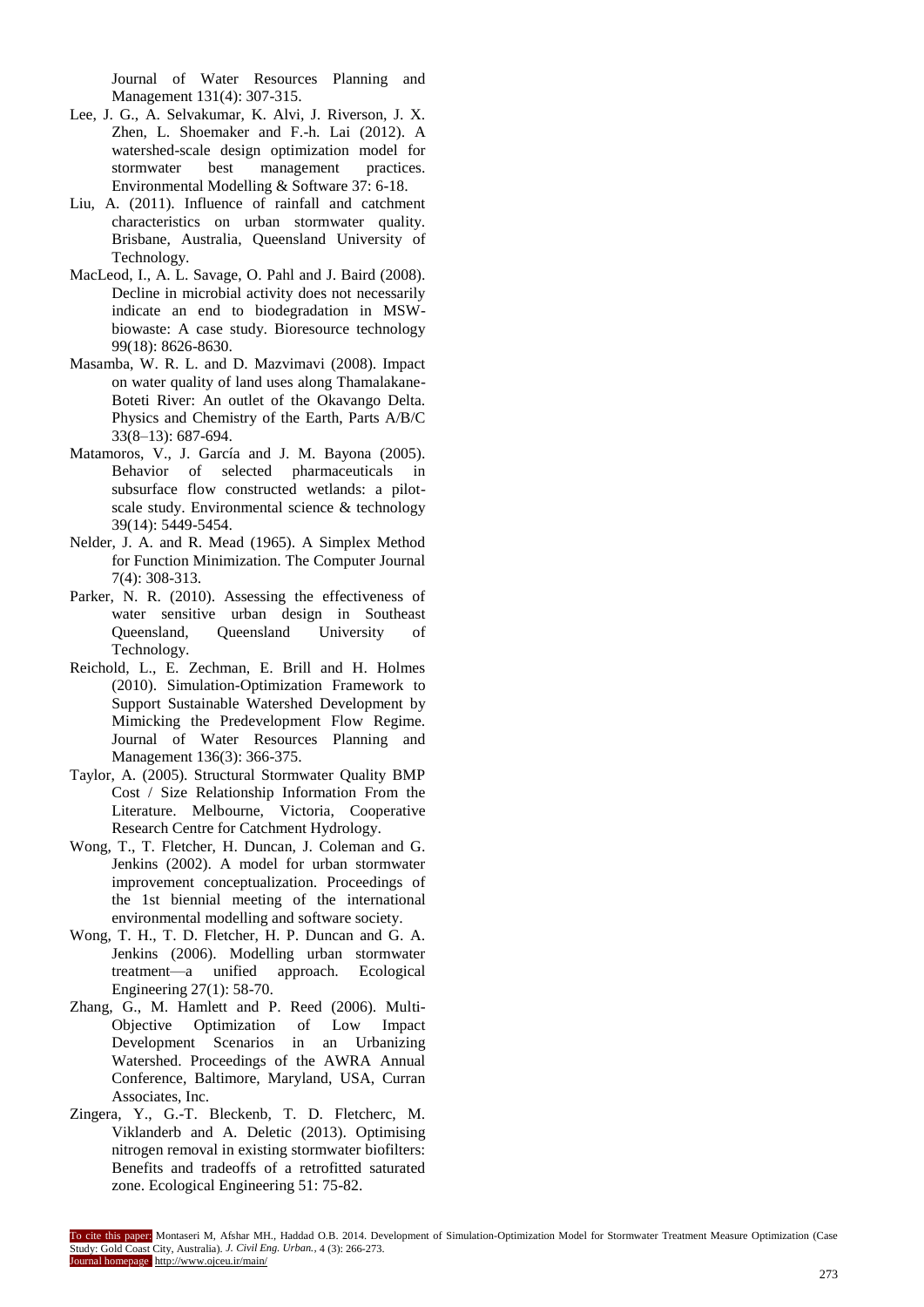Journal of Water Resources Planning and Management 131(4): 307-315.

Lee, J. G., A. Selvakumar, K. Alvi, J. Riverson, J. X. Zhen, L. Shoemaker and F.-h. Lai (2012). A watershed-scale design optimization model for stormwater best management practices. Environmental Modelling & Software 37: 6-18.

Liu, A. (2011). Influence of rainfall and catchment characteristics on urban stormwater quality. Brisbane, Australia, Queensland University of Technology.

MacLeod, I., A. L. Savage, O. Pahl and J. Baird (2008). Decline in microbial activity does not necessarily indicate an end to biodegradation in MSW-biowaste: A case study. Bioresource technology 99(18): 8626-8630.

Masamba, W. R. L. and D. Mazvimavi (2008). Impact on water quality of land uses along Thamalakane-Boteti River: An outlet of the Okavango Delta. Physics and Chemistry of the Earth, Parts A/B/C 33(8–13): 687-694.

Matamoros, V., J. García and J. M. Bayona (2005). Behavior of selected pharmaceuticals in subsurface flow constructed wetlands: a pilot-scale study. Environmental science & technology 39(14): 5449-5454.

Nelder, J. A. and R. Mead (1965). A Simplex Method for Function Minimization. The Computer Journal 7(4): 308-313.

Parker, N. R. (2010). Assessing the effectiveness of water sensitive urban design in Southeast Queensland, Queensland University of Technology.

Reichold, L., E. Zechman, E. Brill and H. Holmes (2010). Simulation-Optimization Framework to Support Sustainable Watershed Development by Mimicking the Predevelopment Flow Regime. Journal of Water Resources Planning and Management 136(3): 366-375.

Taylor, A. (2005). Structural Stormwater Quality BMP Cost / Size Relationship Information From the Literature. Melbourne, Victoria, Cooperative Research Centre for Catchment Hydrology.

Wong, T., T. Fletcher, H. Duncan, J. Coleman and G. Jenkins (2002). A model for urban stormwater improvement conceptualization. Proceedings of the 1st biennial meeting of the international environmental modelling and software society.

Wong, T. H., T. D. Fletcher, H. P. Duncan and G. A. Jenkins (2006). Modelling urban stormwater treatment—a unified approach. Ecological Engineering 27(1): 58-70.

Zhang, G., M. Hamlett and P. Reed (2006). Multi-Objective Optimization of Low Impact Development Scenarios in an Urbanizing Watershed. Proceedings of the AWRA Annual Conference, Baltimore, Maryland, USA, Curran Associates, Inc.

Zingera, Y., G.-T. Bleckenb, T. D. Fletcherc, M. Viklanderb and A. Deletic (2013). Optimising nitrogen removal in existing stormwater biofilters: Benefits and tradeoffs of a retrofitted saturated zone. Ecological Engineering 51: 75-82.